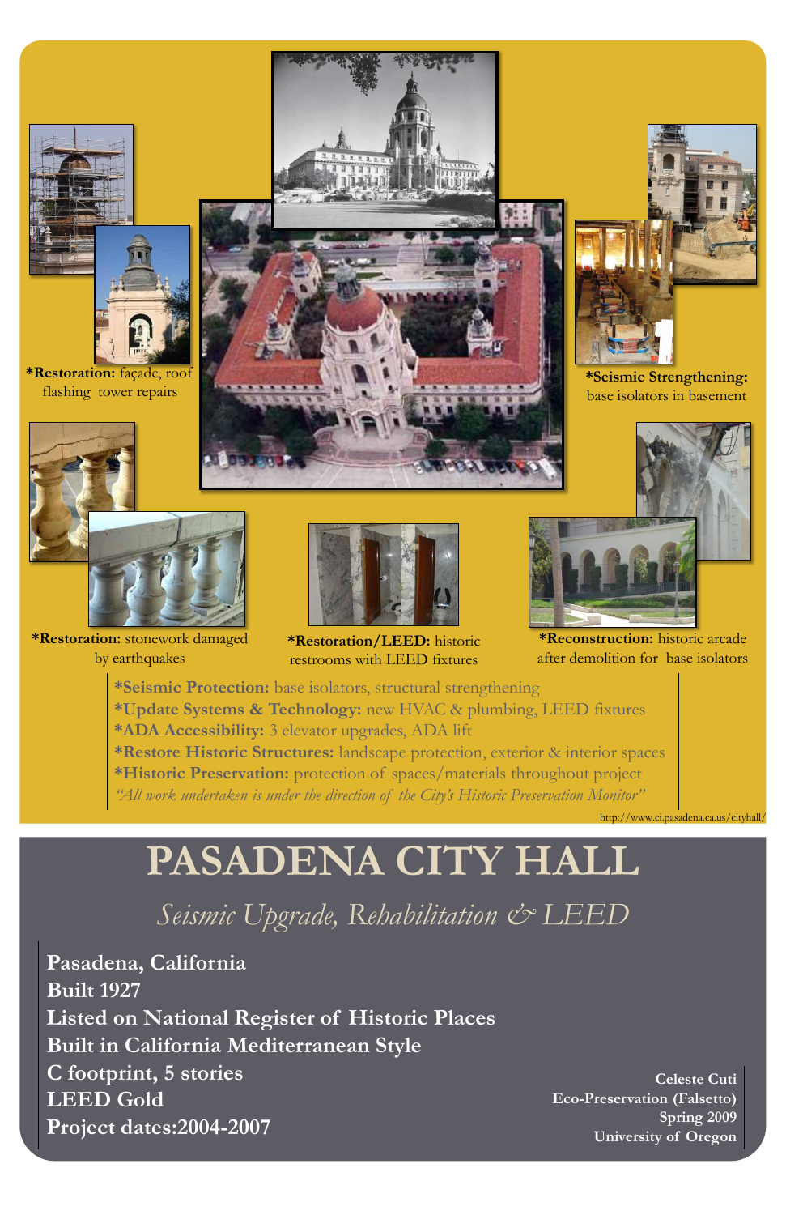**\*Restoration:** façade, roof flashing tower repairs

**\*Seismic Strengthening:** base isolators in basement

**\*Restoration:** stonework damaged by earthquakes

**\*Restoration/LEED:** historic restrooms with LEED fixtures

**\*Reconstruction:** historic arcade after demolition for base isolators

**\*Seismic Protection:** base isolators, structural strengthening
**\*Update Systems & Technology:** new HVAC & plumbing, LEED fixtures
**\*ADA Accessibility:** 3 elevator upgrades, ADA lift
**\*Restore Historic Structures:** landscape protection, exterior & interior spaces
**\*Historic Preservation:** protection of spaces/materials throughout project
*"All work undertaken is under the direction of the City's Historic Preservation Monitor"*

http://www.ci.pasadena.ca.us/cityhall/

# PASADENA CITY HALL

## *Seismic Upgrade, Rehabilitation & LEED*

**Pasadena, California**
**Built 1927**
**Listed on National Register of Historic Places**
**Built in California Mediterranean Style**
**C footprint, 5 stories**
**LEED Gold**
**Project dates:2004-2007**

**Celeste Cuti**
**Eco-Preservation (Falsetto)**
**Spring 2009**
**University of Oregon**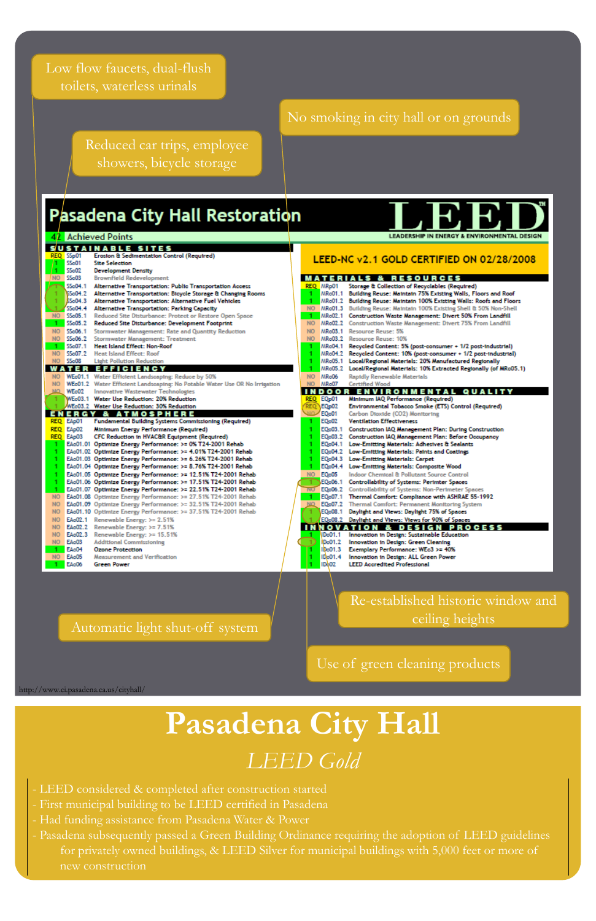Low flow faucets, dual-flush toilets, waterless urinals

No smoking in city hall or on grounds

Reduced car trips, employee showers, bicycle storage

# Pasadena City Hall Restoration

LEED
LEADERSHIP IN ENERGY & ENVIRONMENTAL DESIGN

42 Achieved Points

LEED-NC v2.1 GOLD CERTIFIED ON 02/28/2008

## SUSTAINABLE SITES

| | | |
|---|---|---|
| REQ | SSp01 | Erosion & Sedimentation Control (Required) |
| 1 | SSc01 | Site Selection |
| 1 | SSc02 | Development Density |
| NO | SSc03 | Brownfield Redevelopment |
| 1 | SSc04.1 | Alternative Transportation: Public Transportation Access |
| 1 | SSc04.2 | Alternative Transportation: Bicycle Storage & Changing Rooms |
| 1 | SSc04.3 | Alternative Transportation: Alternative Fuel Vehicles |
| 1 | SSc04.4 | Alternative Transportation: Parking Capacity |
| NO | SSc05.1 | Reduced Site Disturbance: Protect or Restore Open Space |
| 1 | SSc05.2 | Reduced Site Disturbance: Development Footprint |
| NO | SSc06.1 | Stormwater Management: Rate and Quantity Reduction |
| NO | SSc06.2 | Stormwater Management: Treatment |
| 1 | SSc07.1 | Heat Island Effect: Non-Roof |
| NO | SSc07.2 | Heat Island Effect: Roof |
| NO | SSc08 | Light Pollution Reduction |

## WATER EFFICIENCY

| | | |
|---|---|---|
| NO | WEc01.1 | Water Efficient Landscaping: Reduce by 50% |
| NO | WEc01.2 | Water Efficient Landscaping: No Potable Water Use OR No Irrigation |
| NO | WEc02 | Innovative Wastewater Technologies |
| 1 | WEc03.1 | Water Use Reduction: 20% Reduction |
| 1 | WEc03.2 | Water Use Reduction: 30% Reduction |

## ENERGY & ATMOSPHERE

| | | |
|---|---|---|
| REQ | EAp01 | Fundamental Building Systems Commissioning (Required) |
| REQ | EAp02 | Minimum Energy Performance (Required) |
| REQ | EAp03 | CFC Reduction in HVAC&R Equipment (Required) |
| 1 | EAc01.01 | Optimize Energy Performance: >= 0% T24-2001 Rehab |
| 1 | EAc01.02 | Optimize Energy Performance: >= 4.01% T24-2001 Rehab |
| 1 | EAc01.03 | Optimize Energy Performance: >= 6.26% T24-2001 Rehab |
| 1 | EAc01.04 | Optimize Energy Performance: >= 8.76% T24-2001 Rehab |
| 1 | EAc01.05 | Optimize Energy Performance: >= 12.51% T24-2001 Rehab |
| 1 | EAc01.06 | Optimize Energy Performance: >= 17.51% T24-2001 Rehab |
| 1 | EAc01.07 | Optimize Energy Performance: >= 22.51% T24-2001 Rehab |
| NO | EAc01.08 | Optimize Energy Performance: >= 27.51% T24-2001 Rehab |
| NO | EAc01.09 | Optimize Energy Performance: >= 32.51% T24-2001 Rehab |
| NO | EAc01.10 | Optimize Energy Performance: >= 37.51% T24-2001 Rehab |
| NO | EAc02.1 | Renewable Energy: >= 2.51% |
| NO | EAc02.2 | Renewable Energy: >= 7.51% |
| NO | EAc02.3 | Renewable Energy: >= 15.51% |
| NO | EAc03 | Additional Commissioning |
| 1 | EAc04 | Ozone Protection |
| NO | EAc05 | Measurement and Verification |
| 1 | EAc06 | Green Power |

## MATERIALS & RESOURCES

| | | |
|---|---|---|
| REQ | MRp01 | Storage & Collection of Recyclables (Required) |
| 1 | MRc01.1 | Building Reuse: Maintain 75% Existing Walls, Floors and Roof |
| 1 | MRc01.2 | Building Reuse: Maintain 100% Existing Walls: Roofs and Floors |
| NO | MRc01.3 | Building Reuse: Maintain 100% Existing Shell & 50% Non-Shell |
| 1 | MRc02.1 | Construction Waste Management: Divert 50% From Landfill |
| NO | MRc02.2 | Construction Waste Management: Divert 75% From Landfill |
| NO | MRc03.1 | Resource Reuse: 5% |
| NO | MRc03.2 | Resource Reuse: 10% |
| 1 | MRc04.1 | Recycled Content: 5% (post-consumer + 1/2 post-industrial) |
| 1 | MRc04.2 | Recycled Content: 10% (post-consumer + 1/2 post-industrial) |
| 1 | MRc05.1 | Local/Regional Materials: 20% Manufactured Regionally |
| 1 | MRc05.2 | Local/Regional Materials: 10% Extracted Regionally (of MRc05.1) |
| NO | MRc06 | Rapidly Renewable Materials |
| NO | MRc07 | Certified Wood |

## INDOOR ENVIRONMENTAL QUALITY

| | | |
|---|---|---|
| REQ | EQp01 | Minimum IAQ Performance (Required) |
| REQ | EQp02 | Environmental Tobacco Smoke (ETS) Control (Required) |
| NO | EQc01 | Carbon Dioxide (CO2) Monitoring |
| 1 | EQc02 | Ventilation Effectiveness |
| 1 | EQc03.1 | Construction IAQ Management Plan: During Construction |
| 1 | EQc03.2 | Construction IAQ Management Plan: Before Occupancy |
| 1 | EQc04.1 | Low-Emitting Materials: Adhesives & Sealants |
| 1 | EQc04.2 | Low-Emitting Materials: Paints and Coatings |
| 1 | EQc04.3 | Low-Emitting Materials: Carpet |
| 1 | EQc04.4 | Low-Emitting Materials: Composite Wood |
| NO | EQc05 | Indoor Chemical & Pollutant Source Control |
| 1 | EQc06.1 | Controllability of Systems: Perimeter Spaces |
| NO | EQc06.2 | Controllability of Systems: Non-Perimeter Spaces |
| 1 | EQc07.1 | Thermal Comfort: Compliance with ASHRAE 55-1992 |
| NO | EQc07.2 | Thermal Comfort: Permanent Monitoring System |
| 1 | EQc08.1 | Daylight and Views: Daylight 75% of Spaces |
| 1 | EQc08.2 | Daylight and Views: Views for 90% of Spaces |

## INNOVATION & DESIGN PROCESS

| | | |
|---|---|---|
| 1 | IDc01.1 | Innovation in Design: Sustainable Education |
| 1 | IDc01.2 | Innovation in Design: Green Cleaning |
| 1 | IDc01.3 | Exemplary Performance: WEc3 >= 40% |
| 1 | IDc01.4 | Innovation in Design: ALL Green Power |
| 1 | IDc02 | LEED Accredited Professional |

Re-established historic window and ceiling heights

Automatic light shut-off system

Use of green cleaning products

http://www.ci.pasadena.ca.us/cityhall/

# Pasadena City Hall

*LEED Gold*

- LEED considered & completed after construction started
- First municipal building to be LEED certified in Pasadena
- Had funding assistance from Pasadena Water & Power
- Pasadena subsequently passed a Green Building Ordinance requiring the adoption of LEED guidelines for privately owned buildings, & LEED Silver for municipal buildings with 5,000 feet or more of new construction